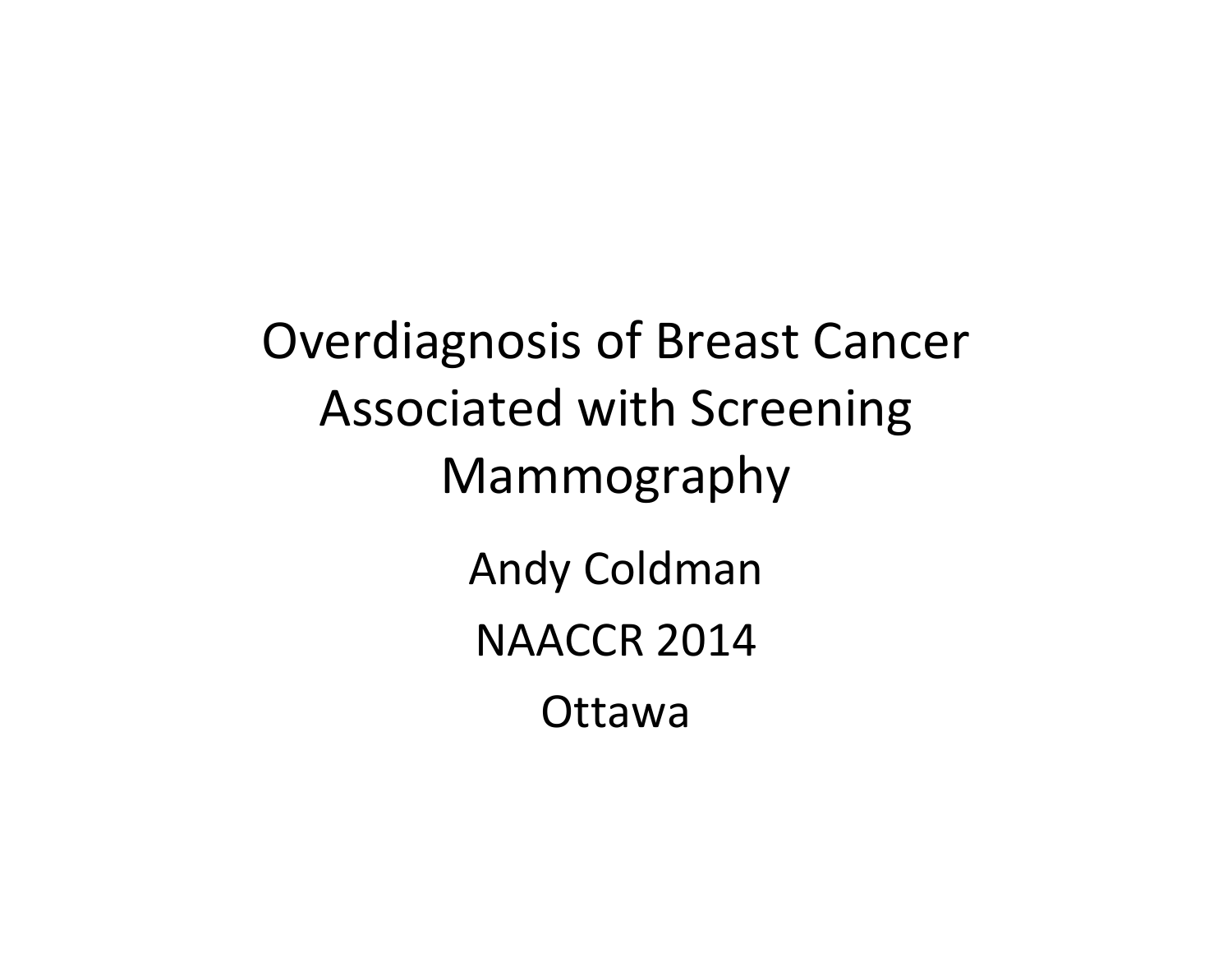# Overdiagnosis of Breast Cancer Associated with Screening Mammography

Andy Coldman

NAACCR 2014

Ottawa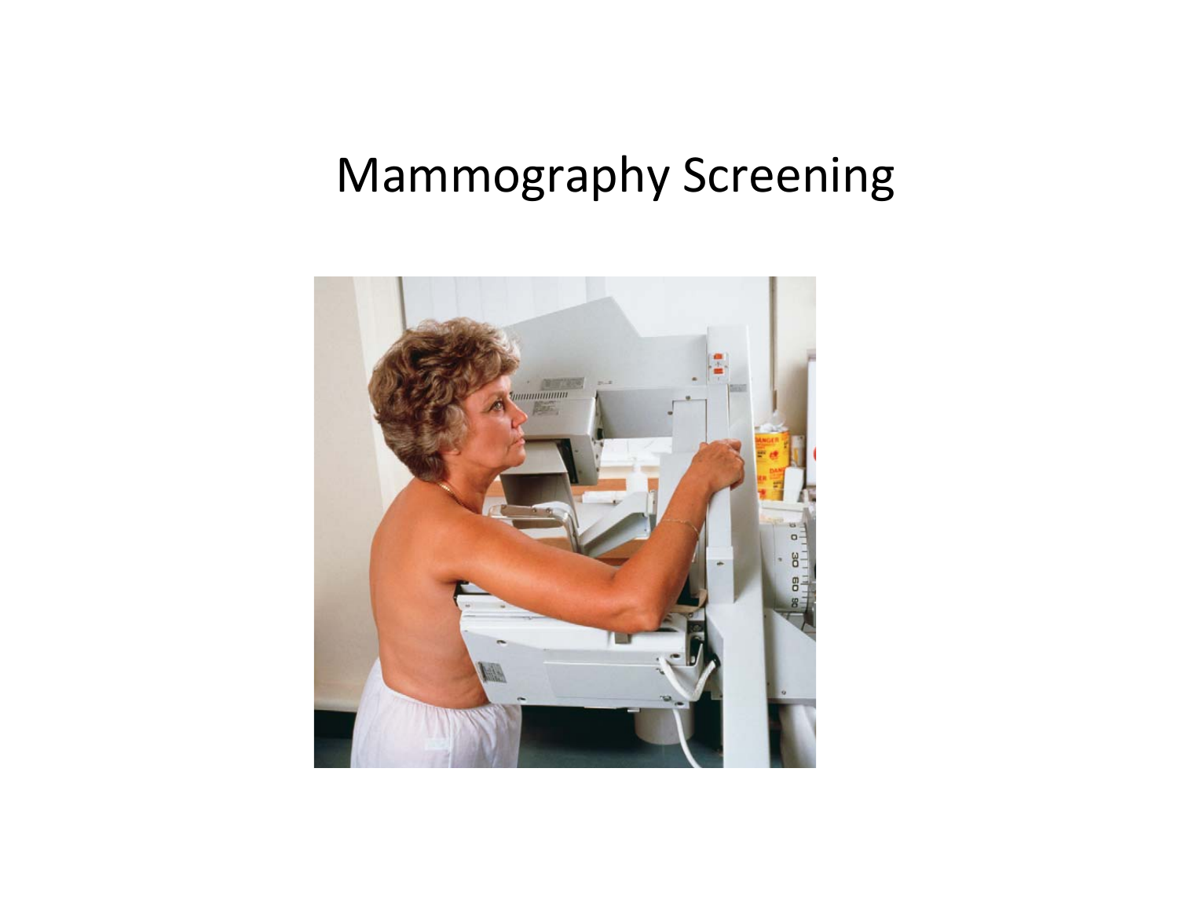# Mammography Screening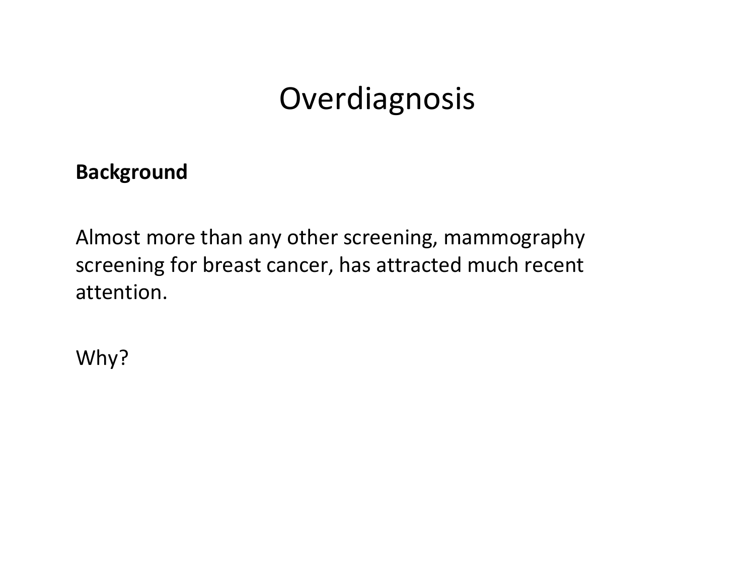# Overdiagnosis

**Background**

Almost more than any other screening, mammography screening for breast cancer, has attracted much recent attention.

Why?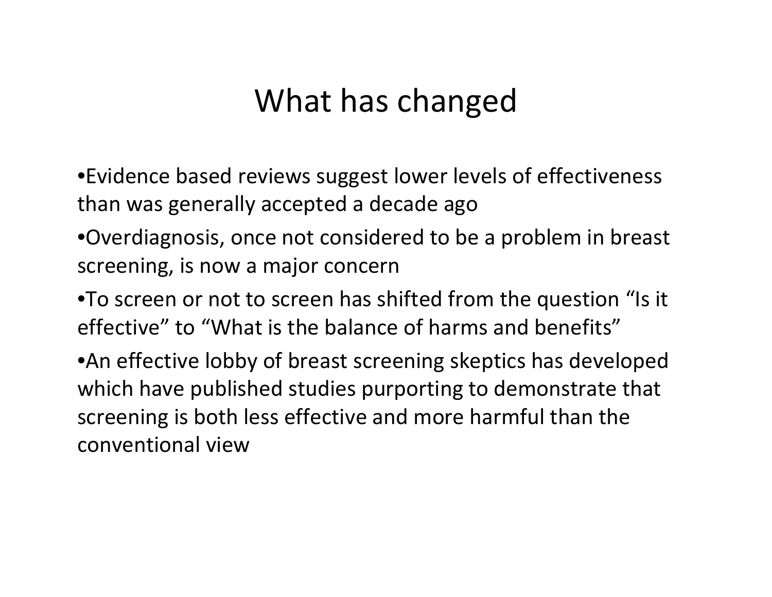# What has changed

- Evidence based reviews suggest lower levels of effectiveness than was generally accepted a decade ago
- Overdiagnosis, once not considered to be a problem in breast screening, is now a major concern
- To screen or not to screen has shifted from the question "Is it effective" to "What is the balance of harms and benefits"
- An effective lobby of breast screening skeptics has developed which have published studies purporting to demonstrate that screening is both less effective and more harmful than the conventional view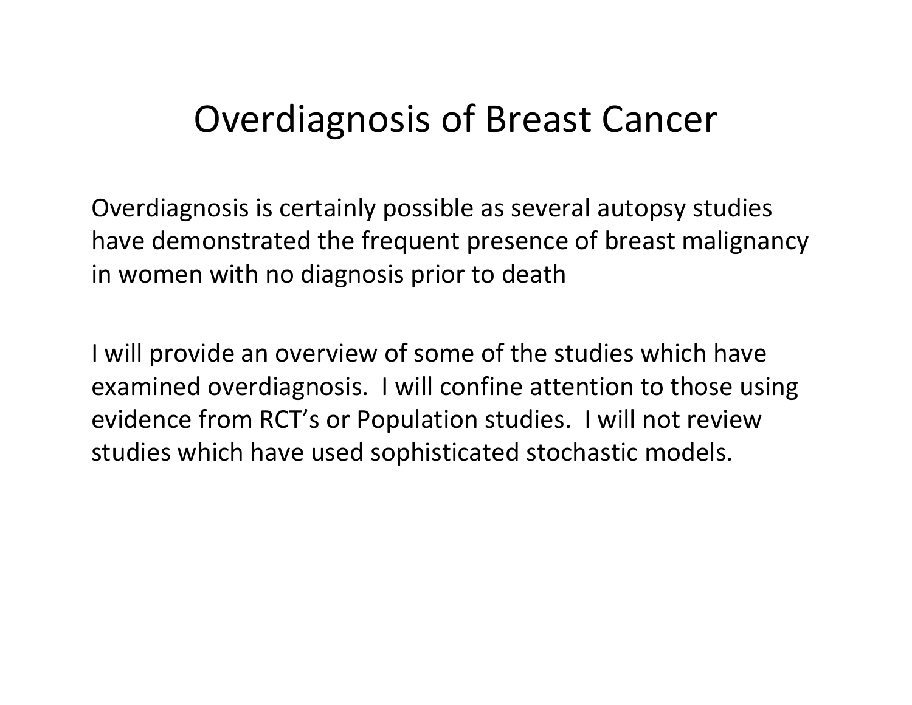# Overdiagnosis of Breast Cancer

Overdiagnosis is certainly possible as several autopsy studies have demonstrated the frequent presence of breast malignancy in women with no diagnosis prior to death

I will provide an overview of some of the studies which have examined overdiagnosis. I will confine attention to those using evidence from RCT's or Population studies. I will not review studies which have used sophisticated stochastic models.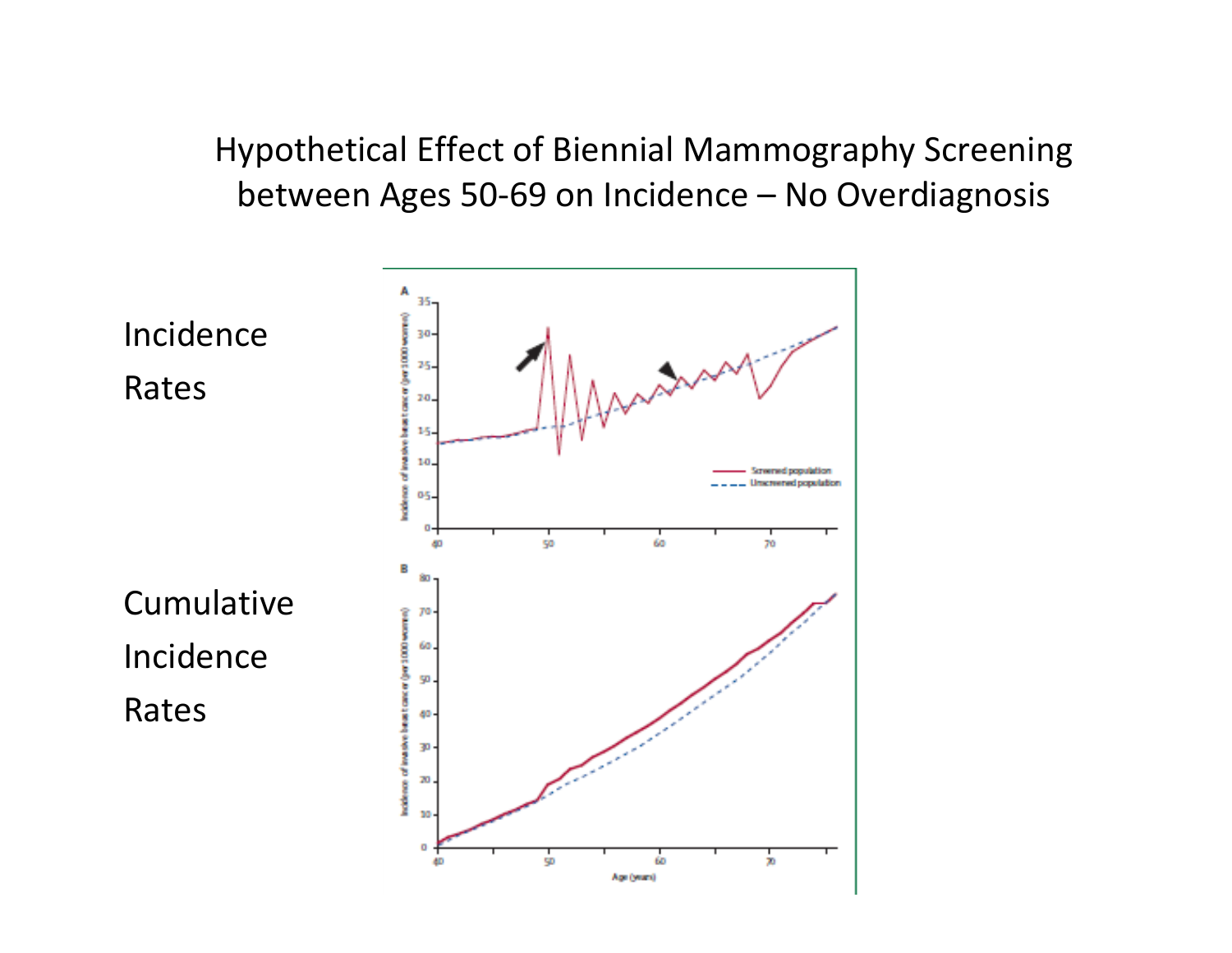# Hypothetical Effect of Biennial Mammography Screening between Ages 50-69 on Incidence – No Overdiagnosis

Incidence Rates

Cumulative Incidence Rates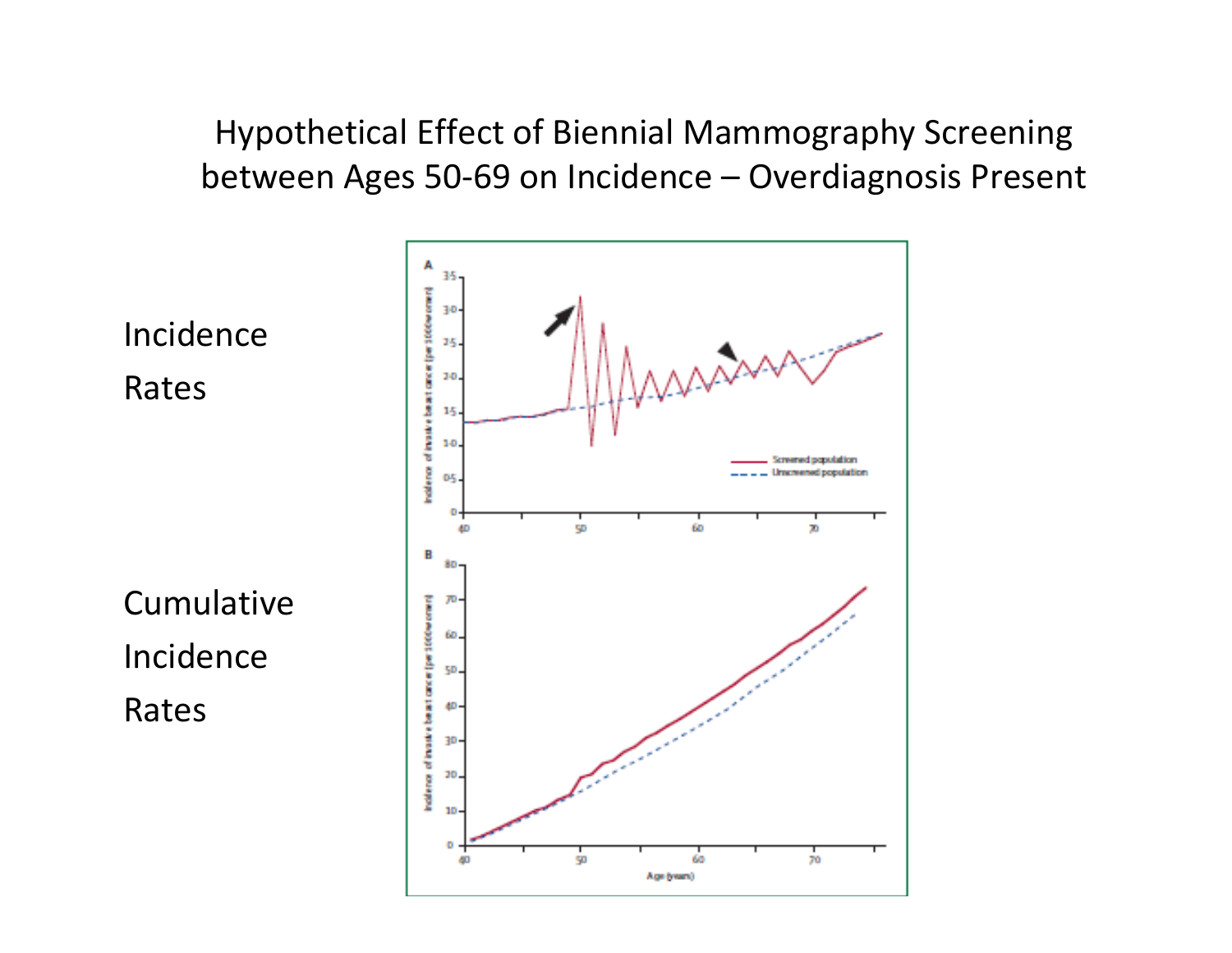# Hypothetical Effect of Biennial Mammography Screening between Ages 50-69 on Incidence – Overdiagnosis Present

Incidence Rates

Cumulative Incidence Rates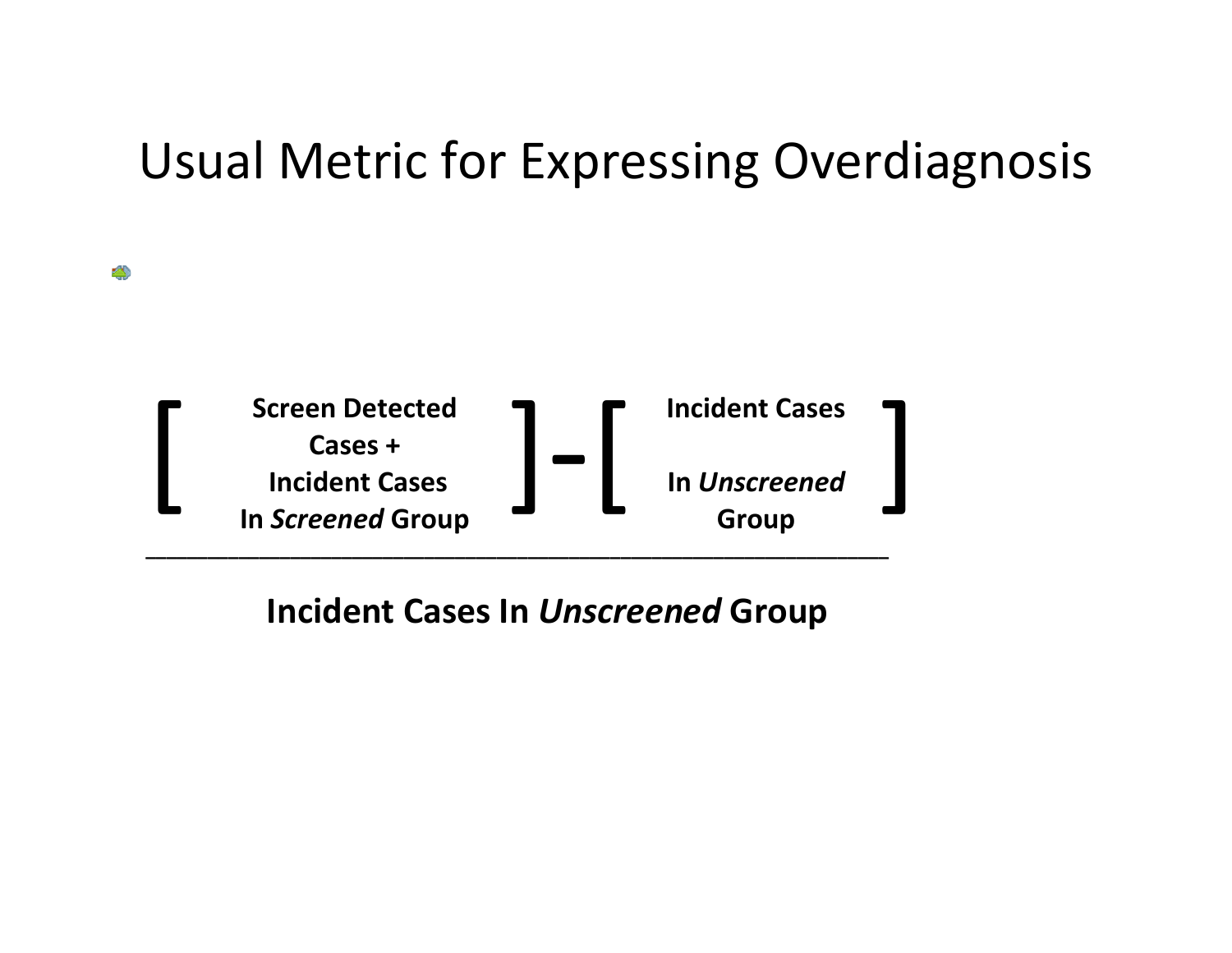# Usual Metric for Expressing Overdiagnosis

$$\frac{\left[\textbf{Screen Detected Cases + Incident Cases In } \textbf{\textit{Screened}} \textbf{ Group}\right] - \left[\textbf{Incident Cases In } \textbf{\textit{Unscreened}} \textbf{ Group}\right]}{\textbf{Incident Cases In } \textbf{\textit{Unscreened}} \textbf{ Group}}$$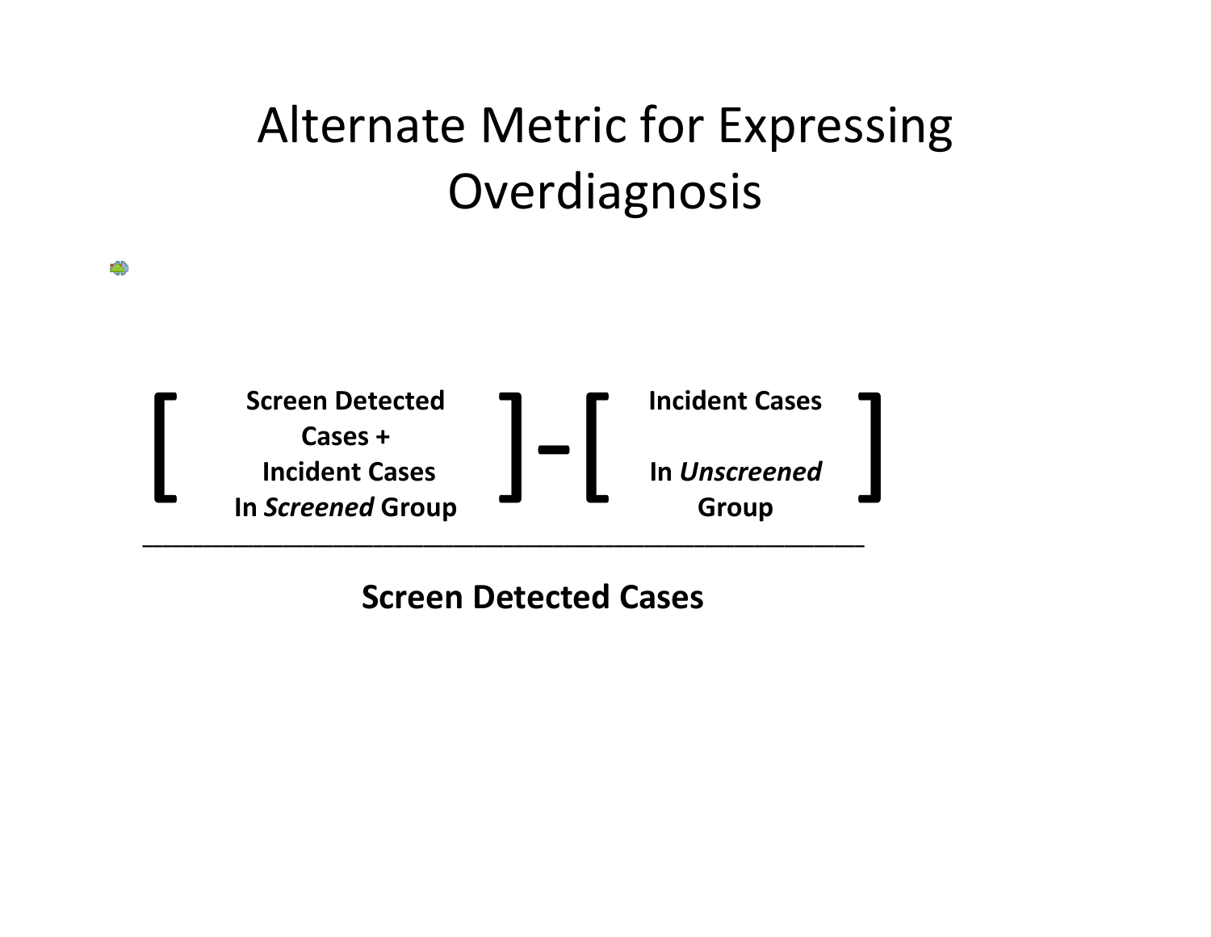# Alternate Metric for Expressing Overdiagnosis

$$\frac{\left[\begin{array}{c}\textbf{Screen Detected} \\ \textbf{Cases +} \\ \textbf{Incident Cases} \\ \textbf{In } \textbf{\textit{Screened}} \textbf{ Group}\end{array}\right] - \left[\begin{array}{c}\textbf{Incident Cases} \\ \\ \textbf{In } \textbf{\textit{Unscreened}} \\ \textbf{Group}\end{array}\right]}{\textbf{Screen Detected Cases}}$$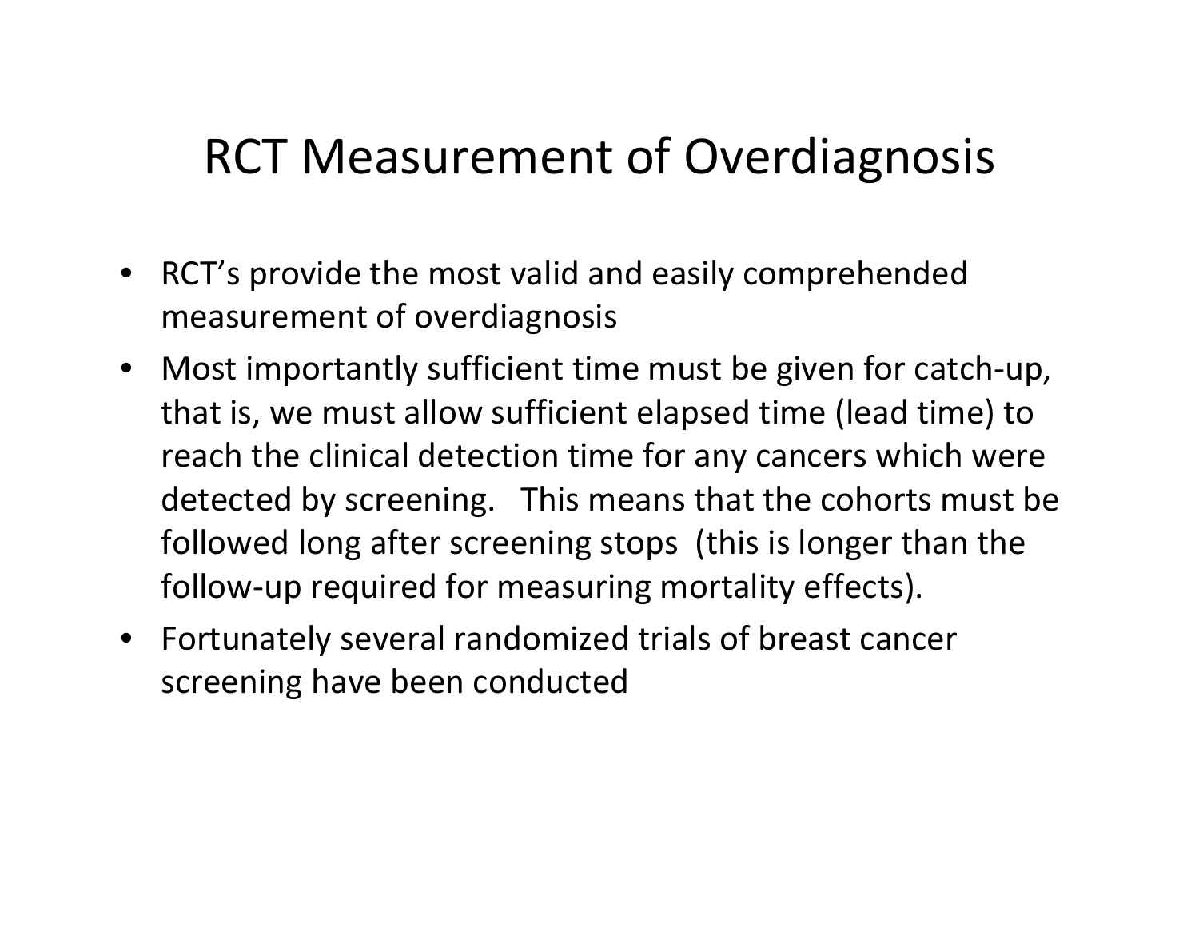# RCT Measurement of Overdiagnosis

- RCT's provide the most valid and easily comprehended measurement of overdiagnosis
- Most importantly sufficient time must be given for catch-up, that is, we must allow sufficient elapsed time (lead time) to reach the clinical detection time for any cancers which were detected by screening. This means that the cohorts must be followed long after screening stops (this is longer than the follow-up required for measuring mortality effects).
- Fortunately several randomized trials of breast cancer screening have been conducted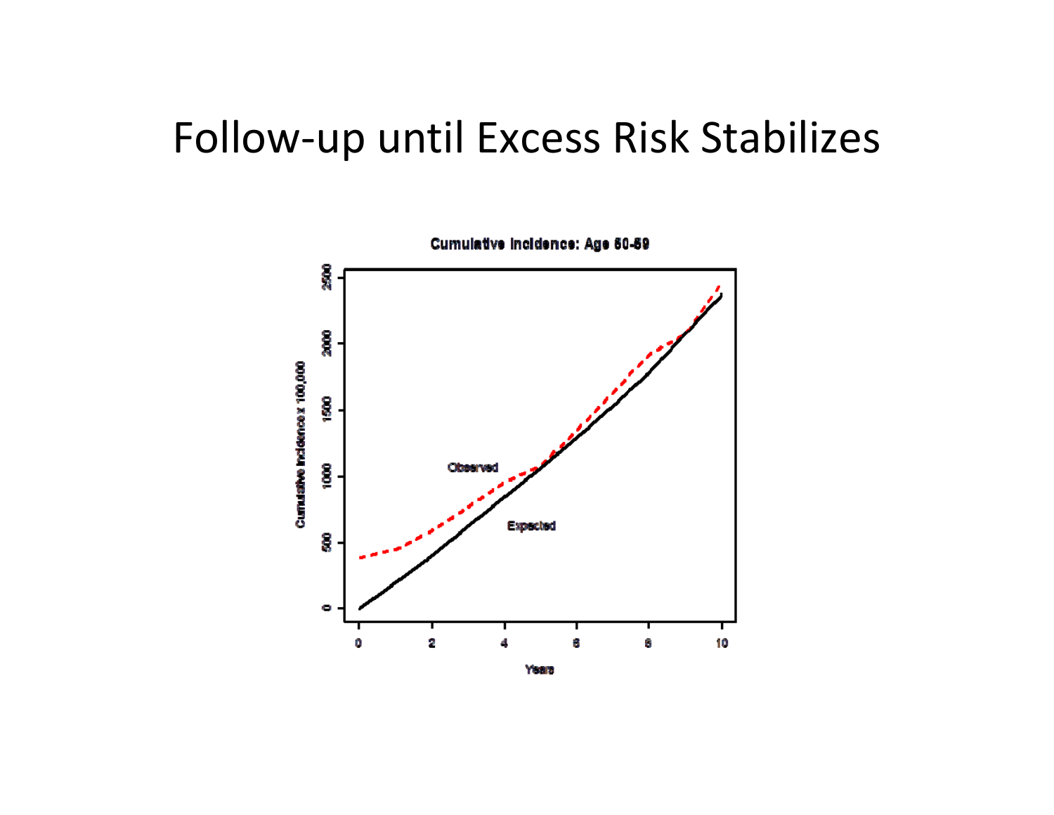# Follow-up until Excess Risk Stabilizes

Cumulative Incidence: Age 50-59

Observed

Expected

Cumulative Incidence x 100,000

Years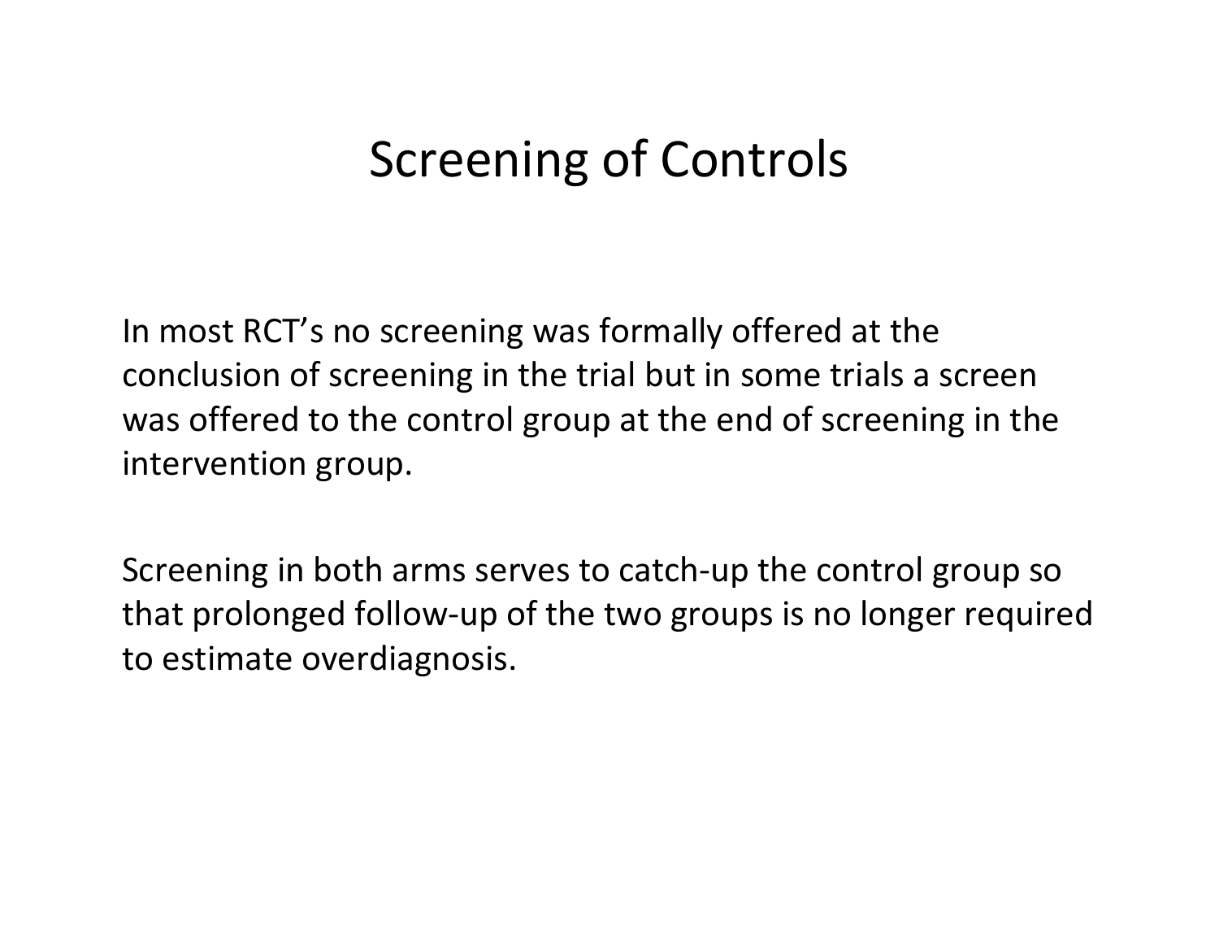# Screening of Controls

In most RCT's no screening was formally offered at the conclusion of screening in the trial but in some trials a screen was offered to the control group at the end of screening in the intervention group.

Screening in both arms serves to catch-up the control group so that prolonged follow-up of the two groups is no longer required to estimate overdiagnosis.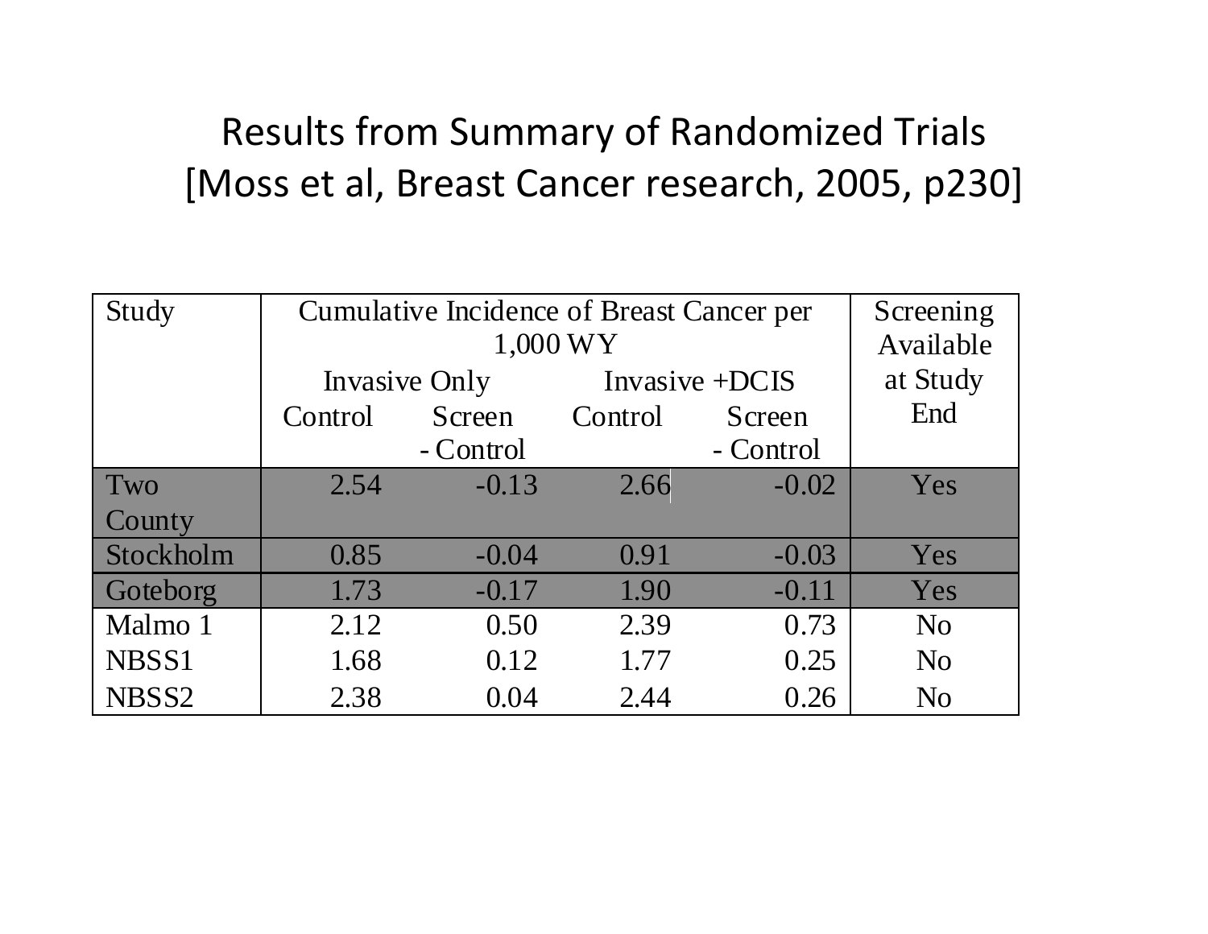# Results from Summary of Randomized Trials [Moss et al, Breast Cancer research, 2005, p230]

| Study | Cumulative Incidence of Breast Cancer per 1,000 WY | | | | Screening Available at Study End |
|---|---|---|---|---|---|
| | Invasive Only | | Invasive +DCIS | | |
| | Control | Screen - Control | Control | Screen - Control | |
| Two County | 2.54 | -0.13 | 2.66 | -0.02 | Yes |
| Stockholm | 0.85 | -0.04 | 0.91 | -0.03 | Yes |
| Goteborg | 1.73 | -0.17 | 1.90 | -0.11 | Yes |
| Malmo 1 | 2.12 | 0.50 | 2.39 | 0.73 | No |
| NBSS1 | 1.68 | 0.12 | 1.77 | 0.25 | No |
| NBSS2 | 2.38 | 0.04 | 2.44 | 0.26 | No |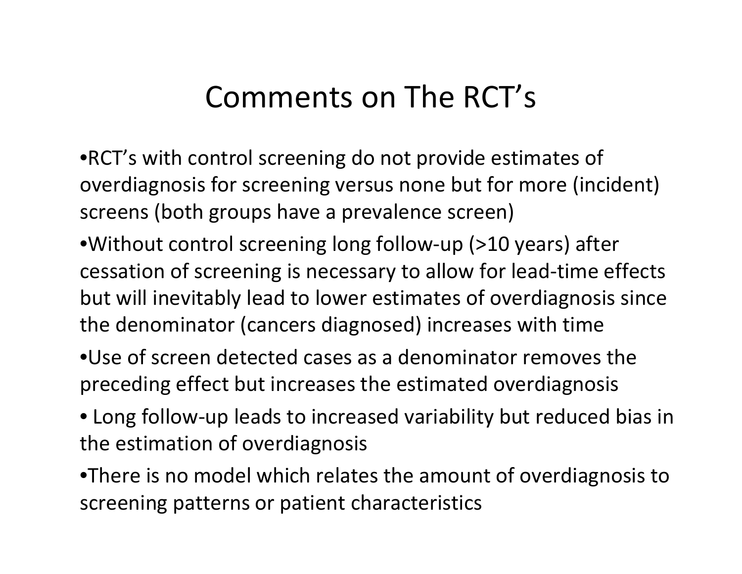# Comments on The RCT's

- RCT's with control screening do not provide estimates of overdiagnosis for screening versus none but for more (incident) screens (both groups have a prevalence screen)
- Without control screening long follow-up (>10 years) after cessation of screening is necessary to allow for lead-time effects but will inevitably lead to lower estimates of overdiagnosis since the denominator (cancers diagnosed) increases with time
- Use of screen detected cases as a denominator removes the preceding effect but increases the estimated overdiagnosis
- Long follow-up leads to increased variability but reduced bias in the estimation of overdiagnosis
- There is no model which relates the amount of overdiagnosis to screening patterns or patient characteristics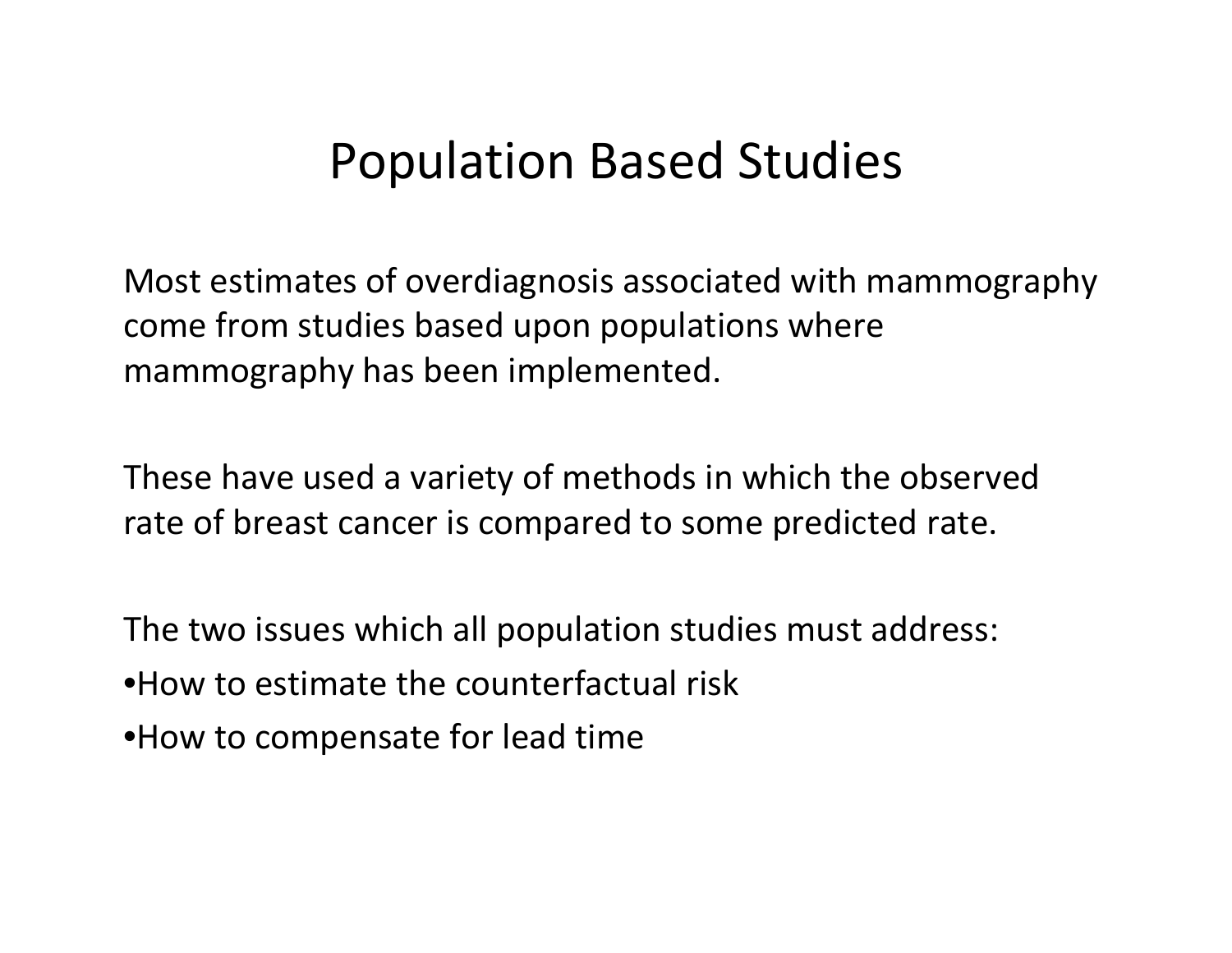# Population Based Studies

Most estimates of overdiagnosis associated with mammography come from studies based upon populations where mammography has been implemented.

These have used a variety of methods in which the observed rate of breast cancer is compared to some predicted rate.

The two issues which all population studies must address:

- How to estimate the counterfactual risk
- How to compensate for lead time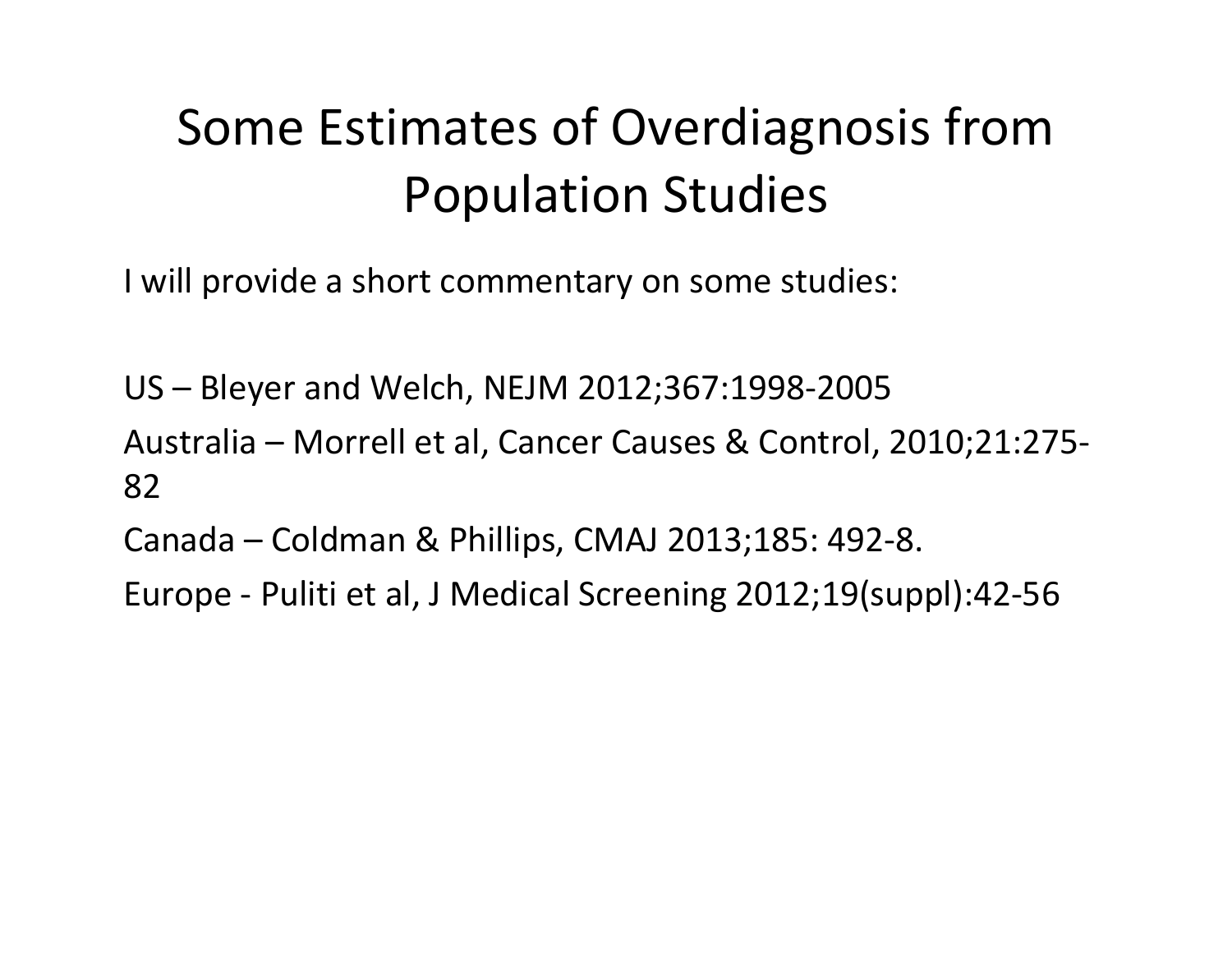# Some Estimates of Overdiagnosis from Population Studies

I will provide a short commentary on some studies:

US – Bleyer and Welch, NEJM 2012;367:1998-2005

Australia – Morrell et al, Cancer Causes & Control, 2010;21:275-82

Canada – Coldman & Phillips, CMAJ 2013;185: 492-8.

Europe - Puliti et al, J Medical Screening 2012;19(suppl):42-56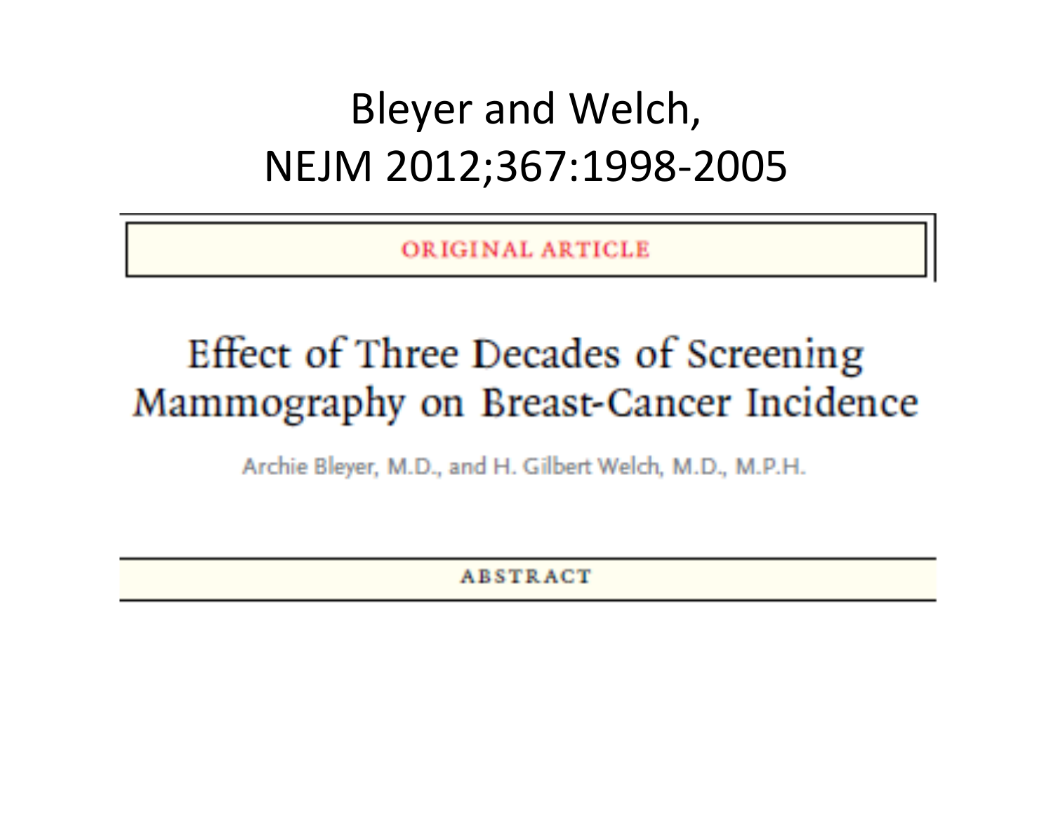# Bleyer and Welch, NEJM 2012;367:1998-2005

ORIGINAL ARTICLE

## Effect of Three Decades of Screening Mammography on Breast-Cancer Incidence

Archie Bleyer, M.D., and H. Gilbert Welch, M.D., M.P.H.

ABSTRACT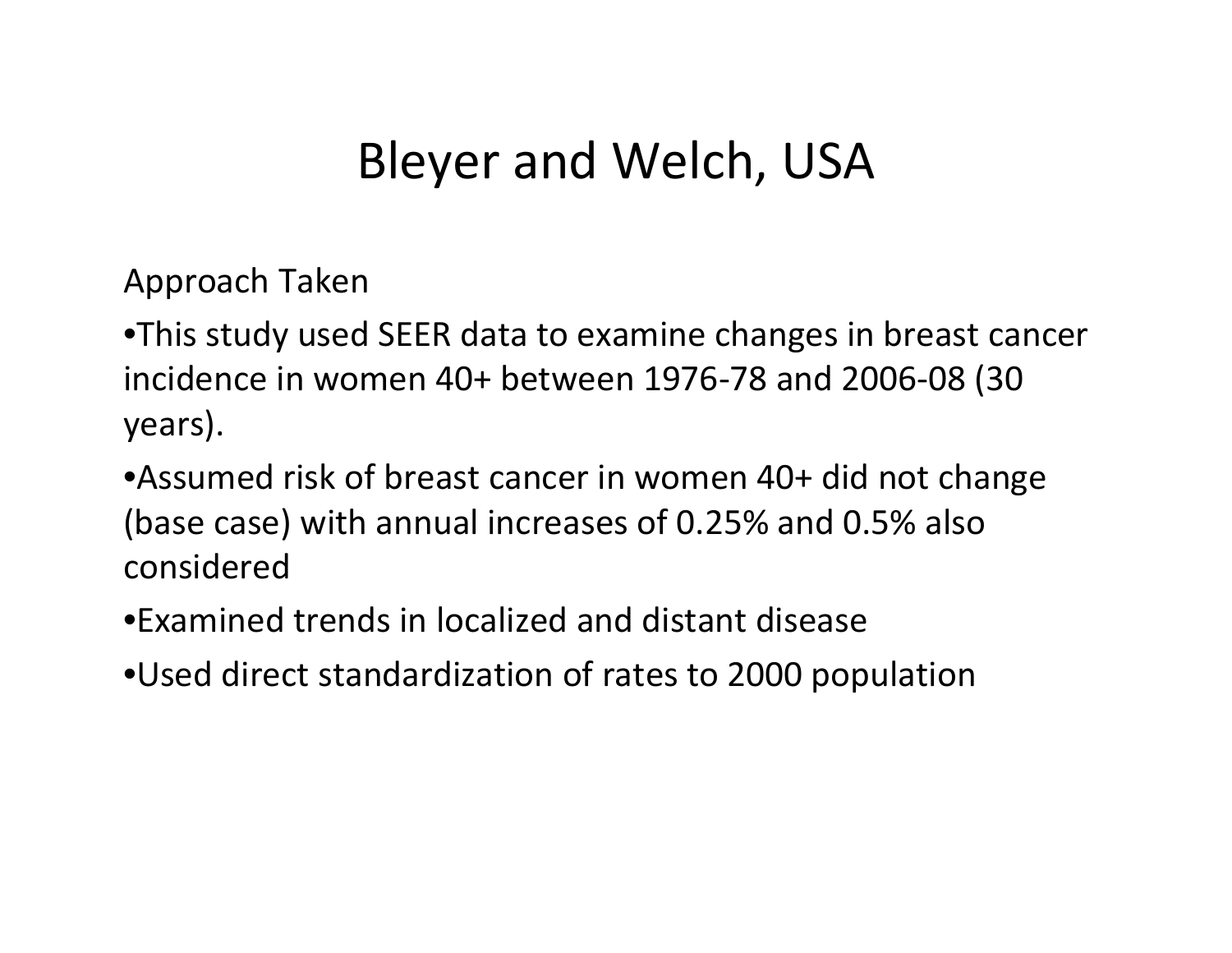# Bleyer and Welch, USA

Approach Taken

- This study used SEER data to examine changes in breast cancer incidence in women 40+ between 1976-78 and 2006-08 (30 years).
- Assumed risk of breast cancer in women 40+ did not change (base case) with annual increases of 0.25% and 0.5% also considered
- Examined trends in localized and distant disease
- Used direct standardization of rates to 2000 population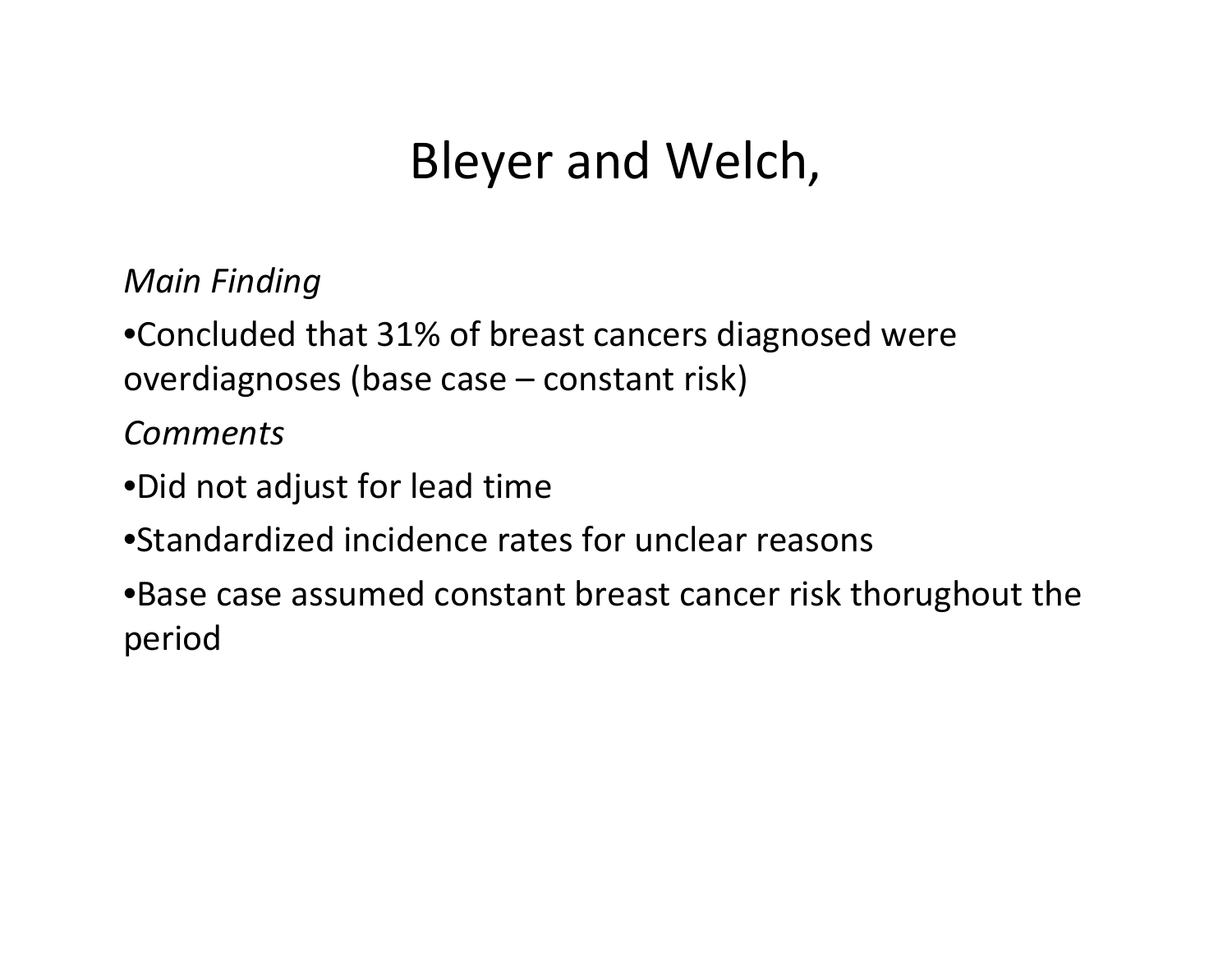# Bleyer and Welch,

*Main Finding*

- Concluded that 31% of breast cancers diagnosed were overdiagnoses (base case – constant risk)

*Comments*

- Did not adjust for lead time
- Standardized incidence rates for unclear reasons
- Base case assumed constant breast cancer risk thorughout the period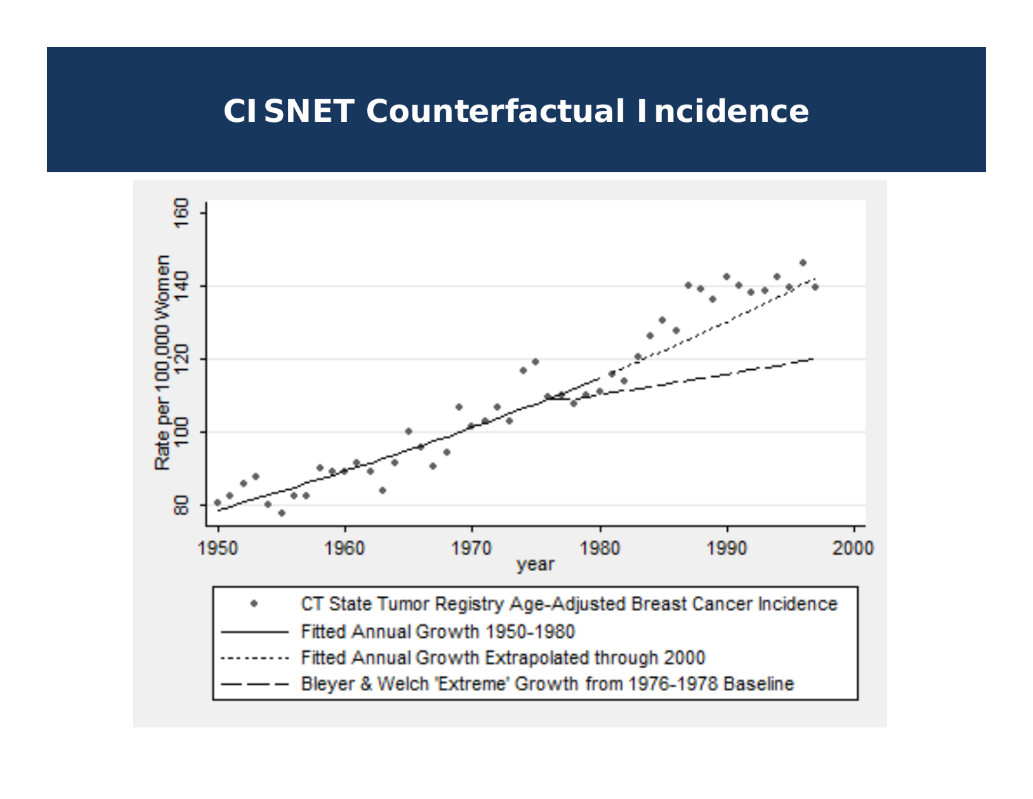# CISNET Counterfactual Incidence

Rate per 100,000 Women

160
140
120
100
80

1950 1960 1970 1980 1990 2000

year

- CT State Tumor Registry Age-Adjusted Breast Cancer Incidence
- Fitted Annual Growth 1950-1980
- Fitted Annual Growth Extrapolated through 2000
- Bleyer & Welch 'Extreme' Growth from 1976-1978 Baseline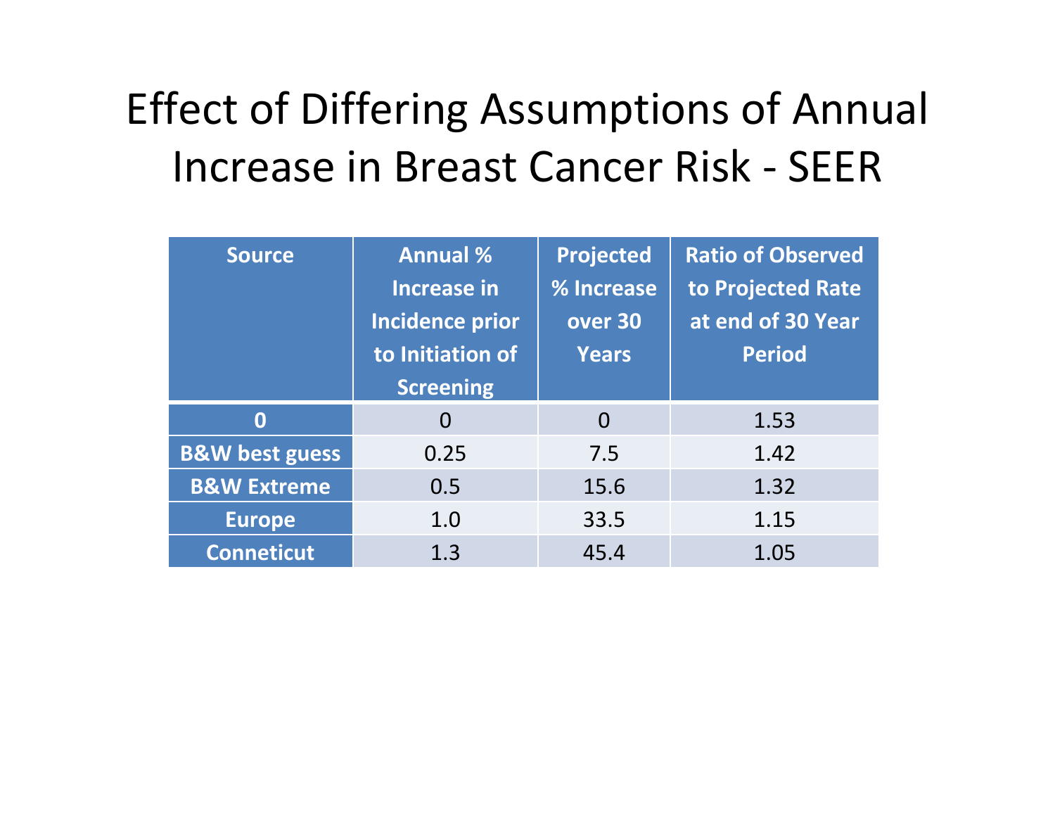# Effect of Differing Assumptions of Annual Increase in Breast Cancer Risk - SEER

| Source | Annual % Increase in Incidence prior to Initiation of Screening | Projected % Increase over 30 Years | Ratio of Observed to Projected Rate at end of 30 Year Period |
|---|---|---|---|
| **0** | 0 | 0 | 1.53 |
| **B&W best guess** | 0.25 | 7.5 | 1.42 |
| **B&W Extreme** | 0.5 | 15.6 | 1.32 |
| **Europe** | 1.0 | 33.5 | 1.15 |
| **Conneticut** | 1.3 | 45.4 | 1.05 |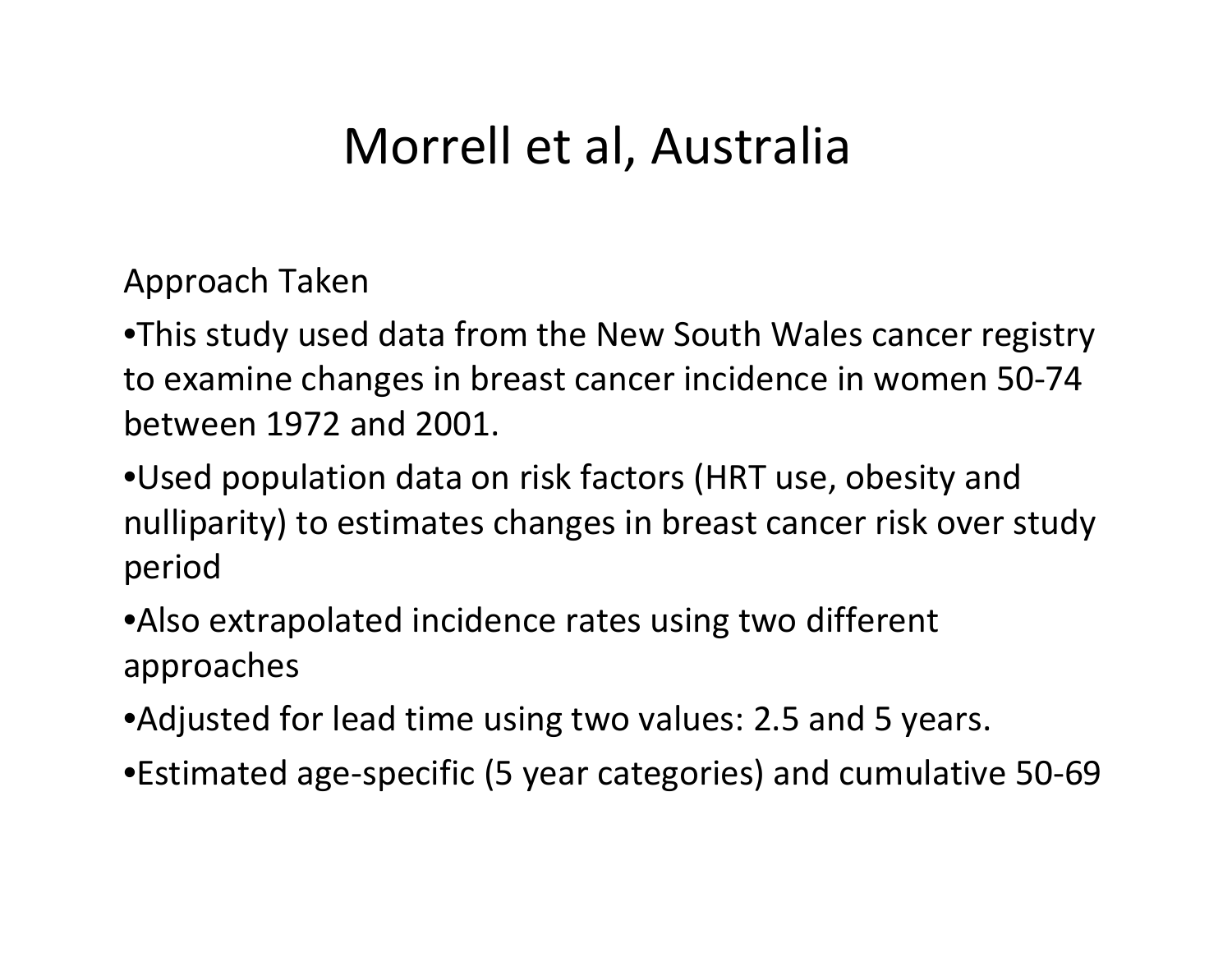# Morrell et al, Australia

Approach Taken

- This study used data from the New South Wales cancer registry to examine changes in breast cancer incidence in women 50-74 between 1972 and 2001.
- Used population data on risk factors (HRT use, obesity and nulliparity) to estimates changes in breast cancer risk over study period
- Also extrapolated incidence rates using two different approaches
- Adjusted for lead time using two values: 2.5 and 5 years.
- Estimated age-specific (5 year categories) and cumulative 50-69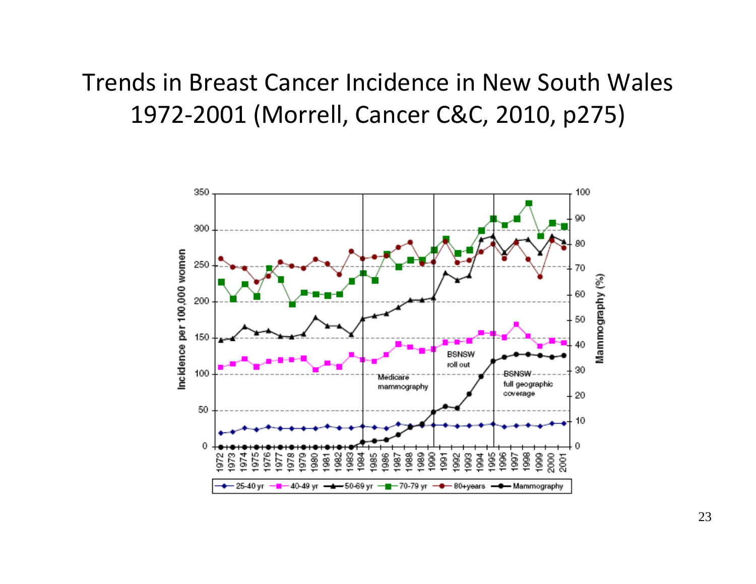# Trends in Breast Cancer Incidence in New South Wales 1972-2001 (Morrell, Cancer C&C, 2010, p275)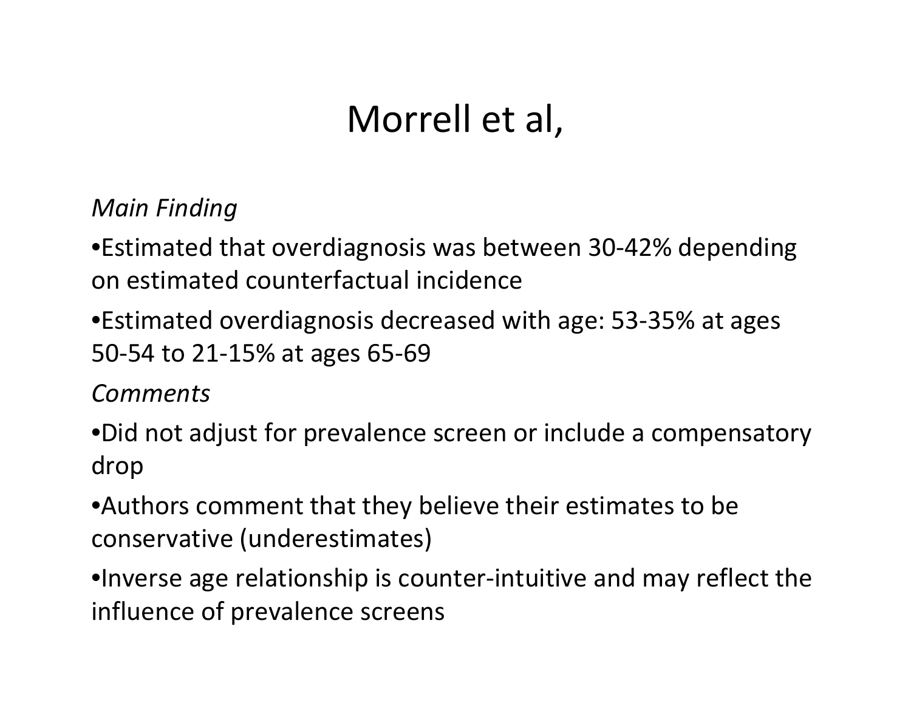# Morrell et al,

*Main Finding*

- Estimated that overdiagnosis was between 30-42% depending on estimated counterfactual incidence
- Estimated overdiagnosis decreased with age: 53-35% at ages 50-54 to 21-15% at ages 65-69

*Comments*

- Did not adjust for prevalence screen or include a compensatory drop
- Authors comment that they believe their estimates to be conservative (underestimates)
- Inverse age relationship is counter-intuitive and may reflect the influence of prevalence screens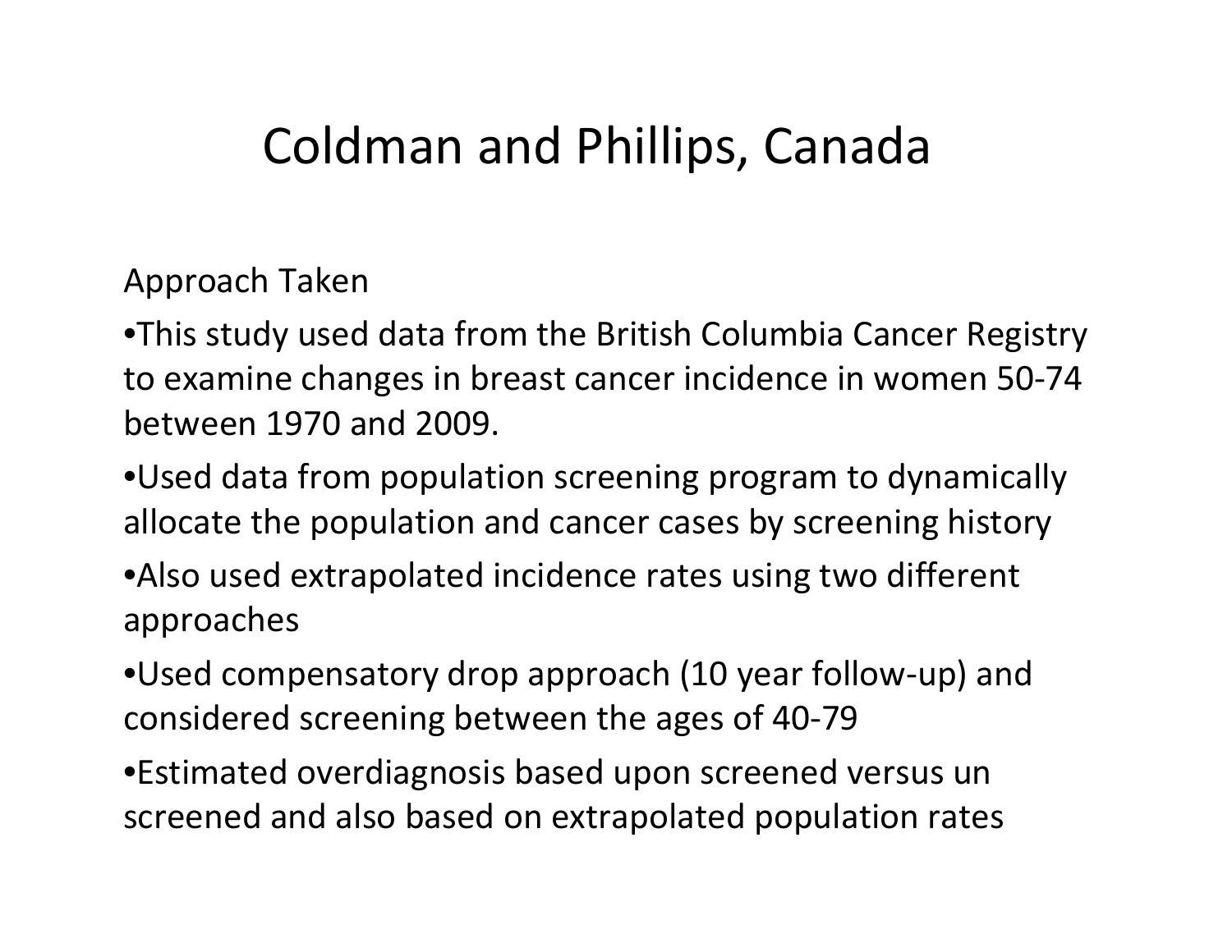# Coldman and Phillips, Canada

Approach Taken

- This study used data from the British Columbia Cancer Registry to examine changes in breast cancer incidence in women 50-74 between 1970 and 2009.
- Used data from population screening program to dynamically allocate the population and cancer cases by screening history
- Also used extrapolated incidence rates using two different approaches
- Used compensatory drop approach (10 year follow-up) and considered screening between the ages of 40-79
- Estimated overdiagnosis based upon screened versus un screened and also based on extrapolated population rates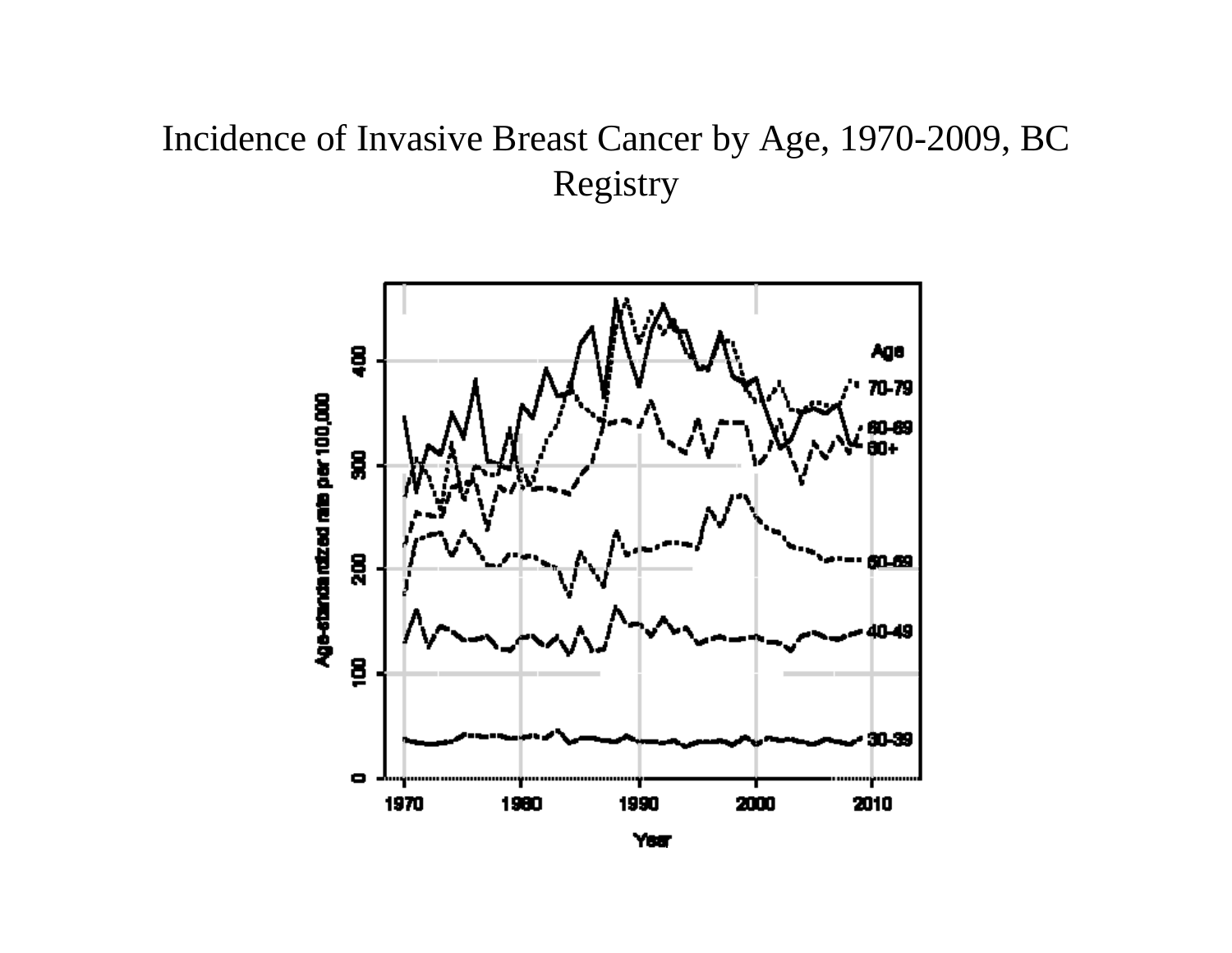# Incidence of Invasive Breast Cancer by Age, 1970-2009, BC Registry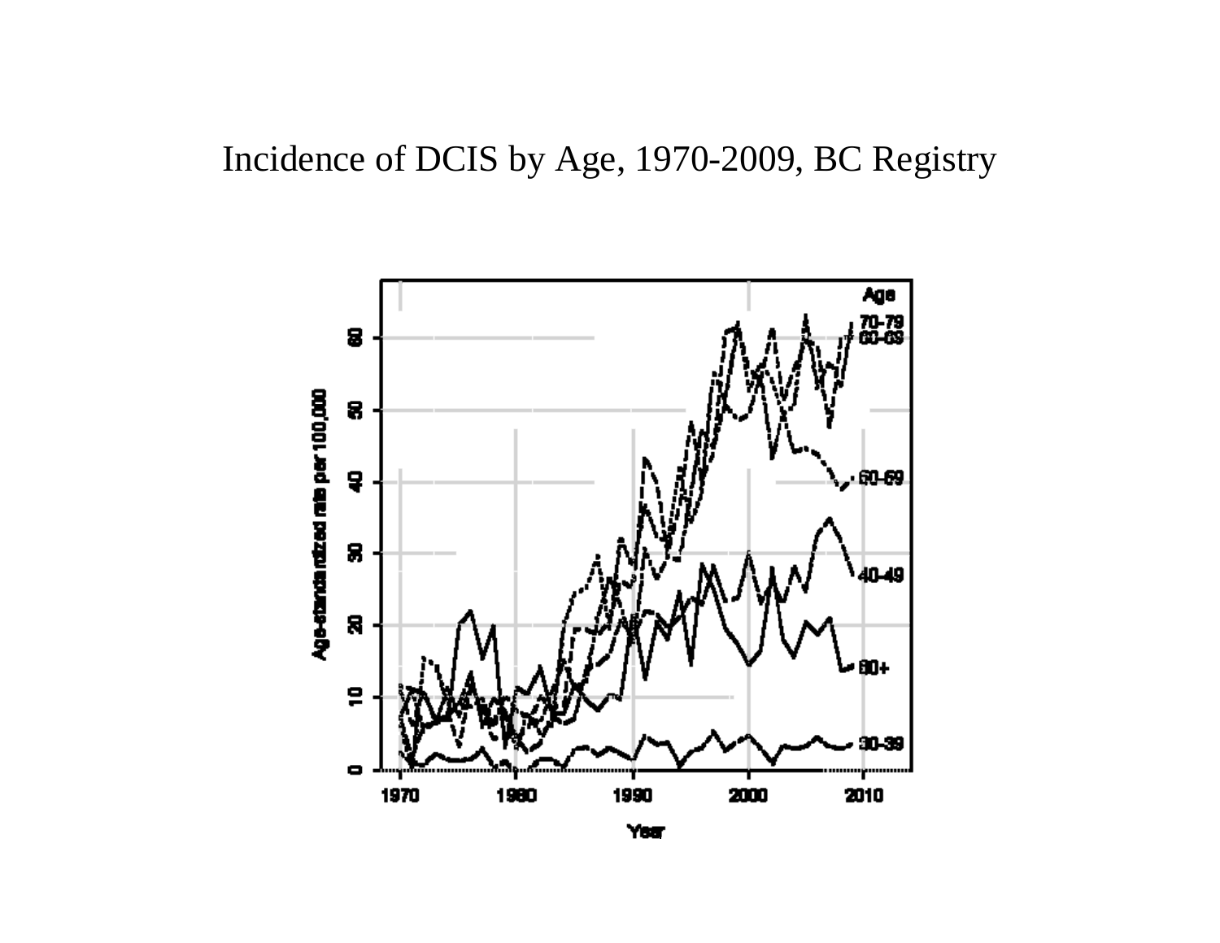# Incidence of DCIS by Age, 1970-2009, BC Registry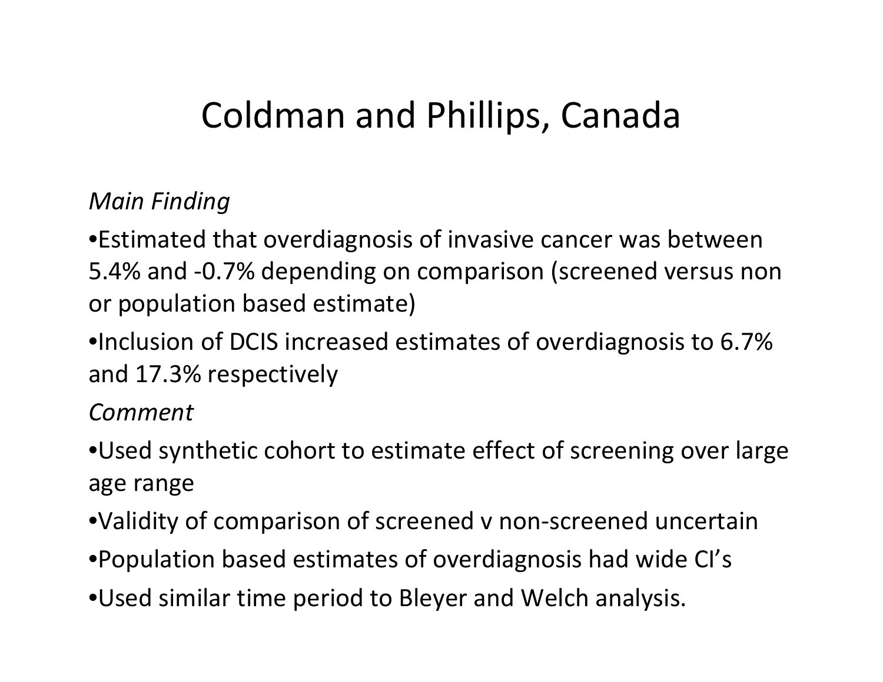# Coldman and Phillips, Canada

*Main Finding*

- Estimated that overdiagnosis of invasive cancer was between 5.4% and -0.7% depending on comparison (screened versus non or population based estimate)
- Inclusion of DCIS increased estimates of overdiagnosis to 6.7% and 17.3% respectively

*Comment*

- Used synthetic cohort to estimate effect of screening over large age range
- Validity of comparison of screened v non-screened uncertain
- Population based estimates of overdiagnosis had wide CI's
- Used similar time period to Bleyer and Welch analysis.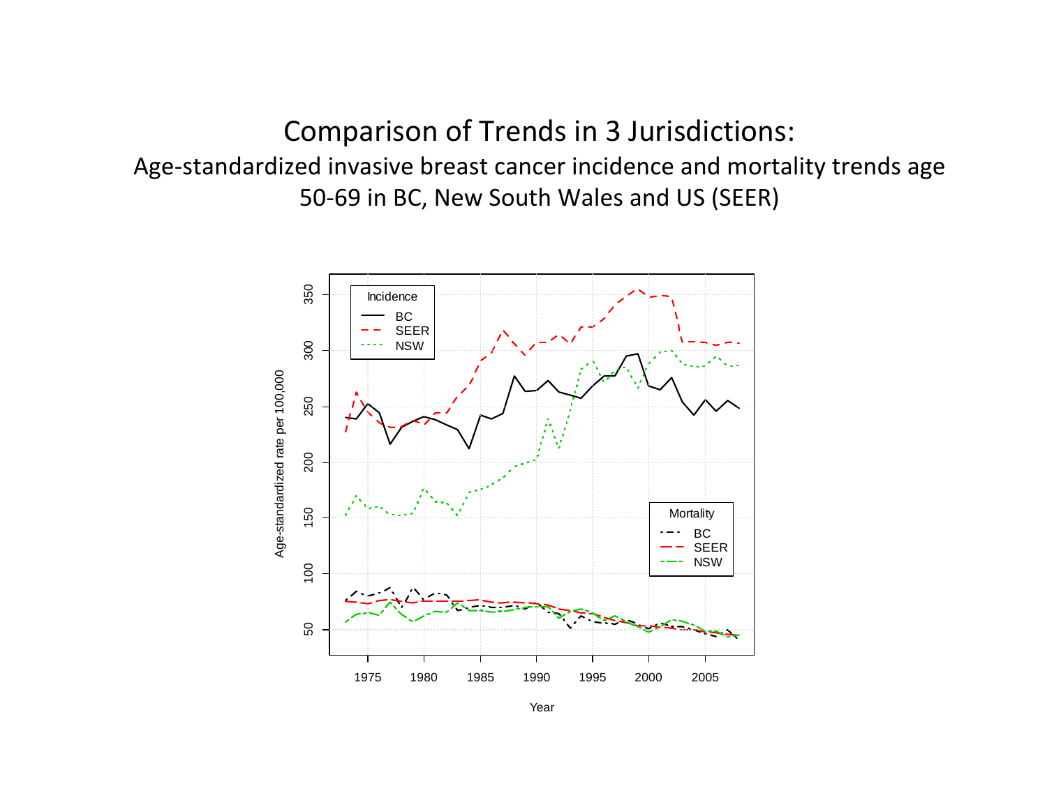# Comparison of Trends in 3 Jurisdictions:

## Age-standardized invasive breast cancer incidence and mortality trends age 50-69 in BC, New South Wales and US (SEER)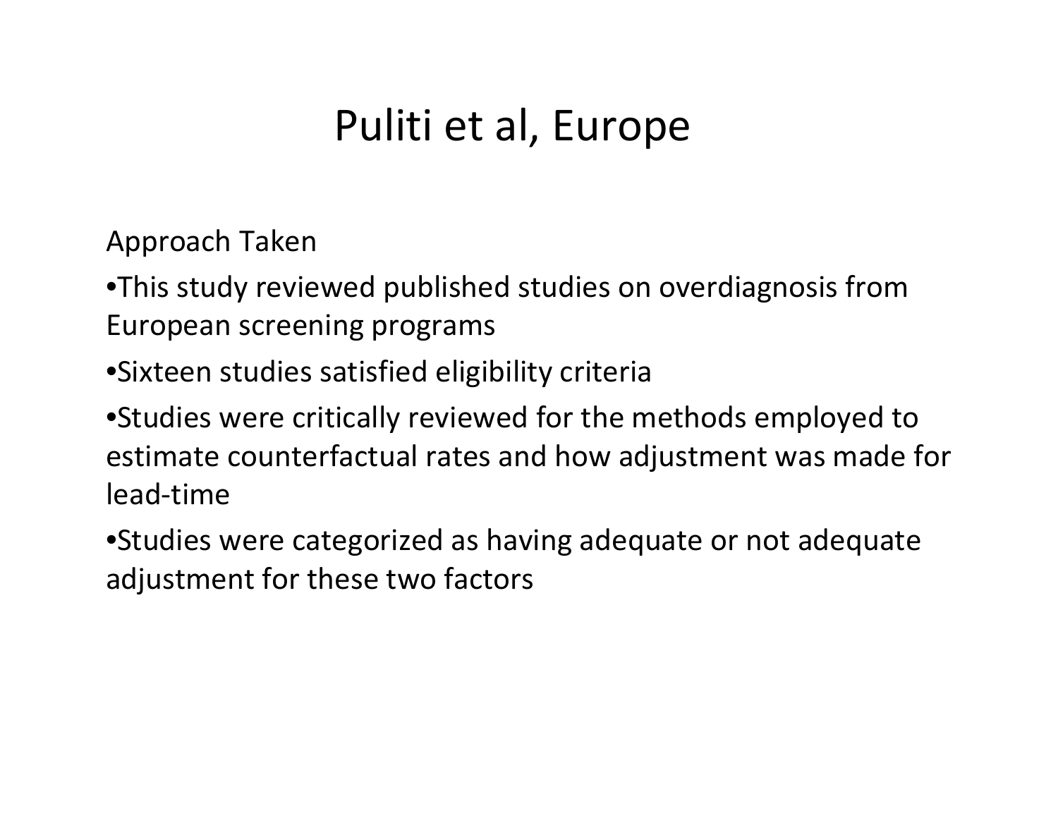# Puliti et al, Europe

Approach Taken

- This study reviewed published studies on overdiagnosis from European screening programs
- Sixteen studies satisfied eligibility criteria
- Studies were critically reviewed for the methods employed to estimate counterfactual rates and how adjustment was made for lead-time
- Studies were categorized as having adequate or not adequate adjustment for these two factors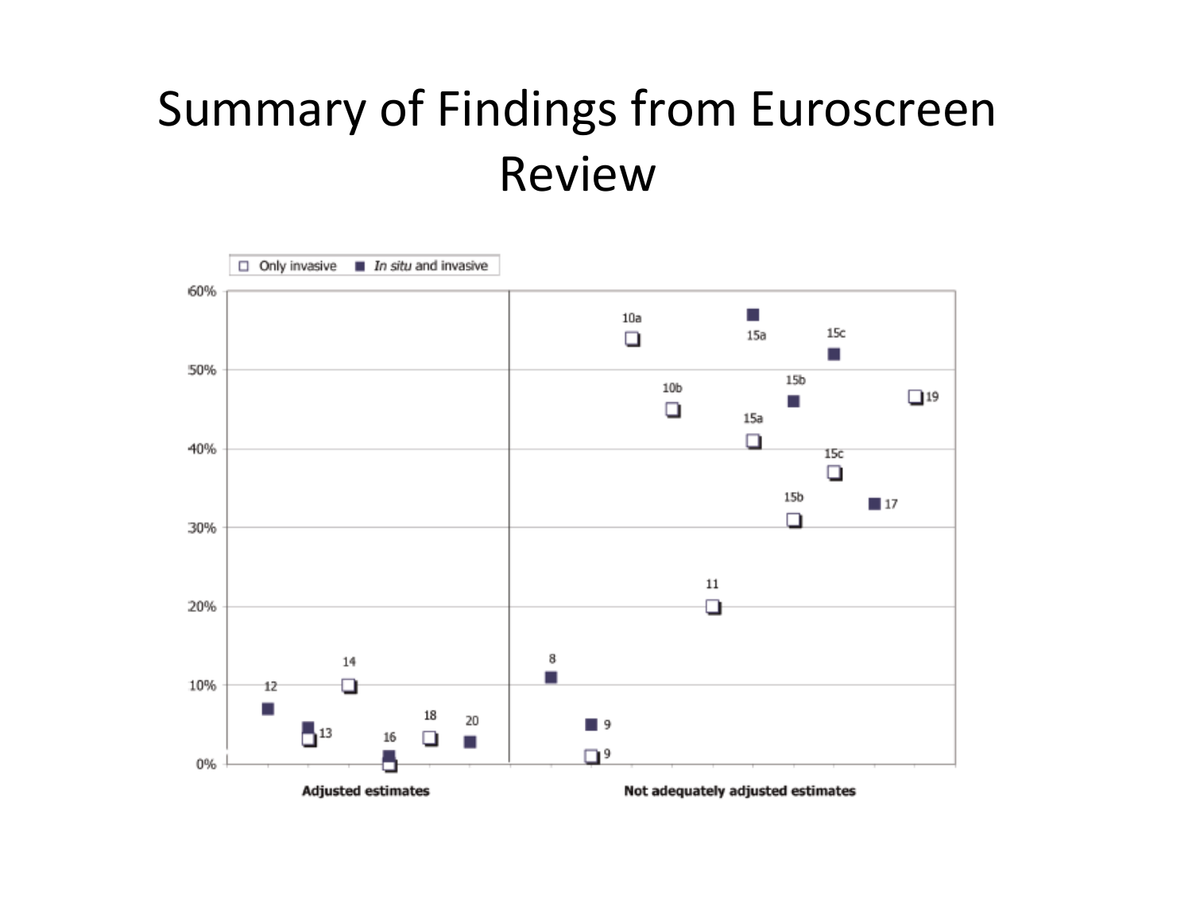# Summary of Findings from Euroscreen Review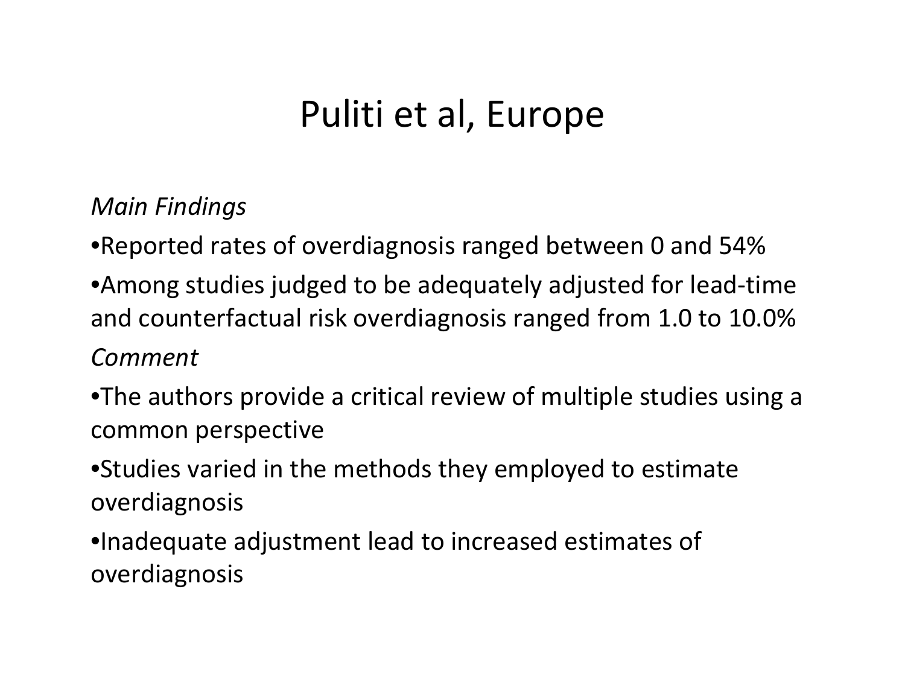# Puliti et al, Europe

*Main Findings*

- Reported rates of overdiagnosis ranged between 0 and 54%
- Among studies judged to be adequately adjusted for lead-time and counterfactual risk overdiagnosis ranged from 1.0 to 10.0%

*Comment*

- The authors provide a critical review of multiple studies using a common perspective
- Studies varied in the methods they employed to estimate overdiagnosis
- Inadequate adjustment lead to increased estimates of overdiagnosis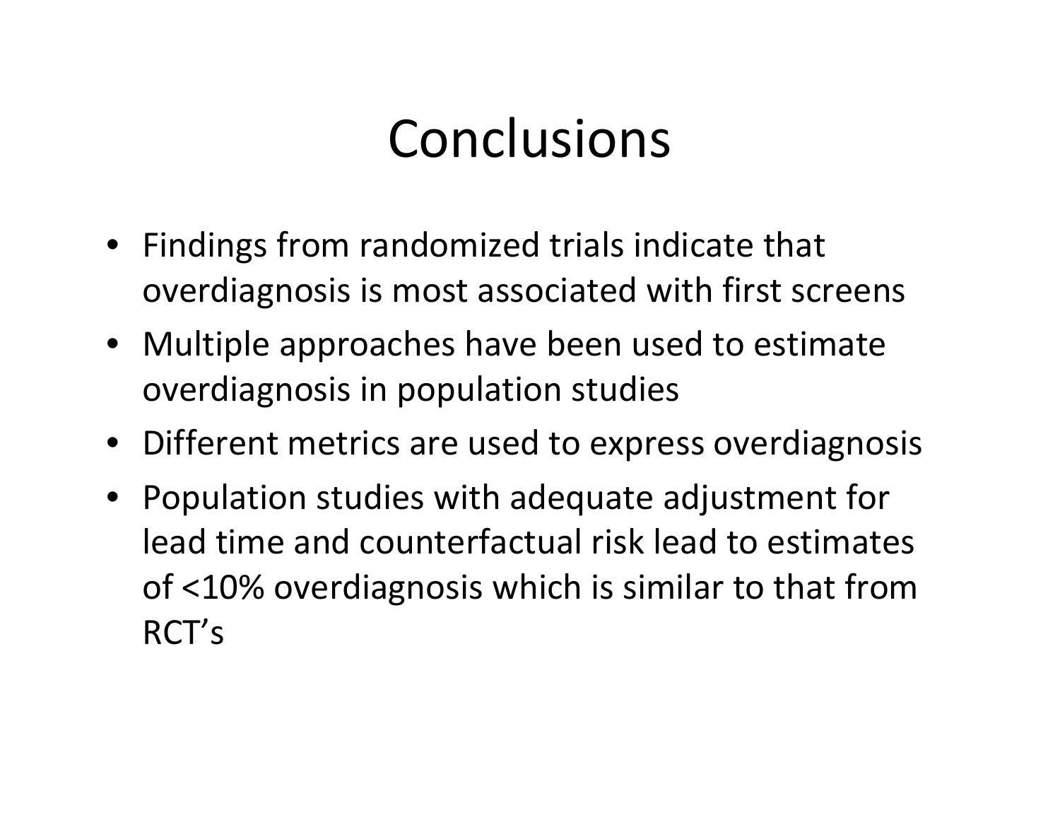# Conclusions

- Findings from randomized trials indicate that overdiagnosis is most associated with first screens
- Multiple approaches have been used to estimate overdiagnosis in population studies
- Different metrics are used to express overdiagnosis
- Population studies with adequate adjustment for lead time and counterfactual risk lead to estimates of <10% overdiagnosis which is similar to that from RCT's